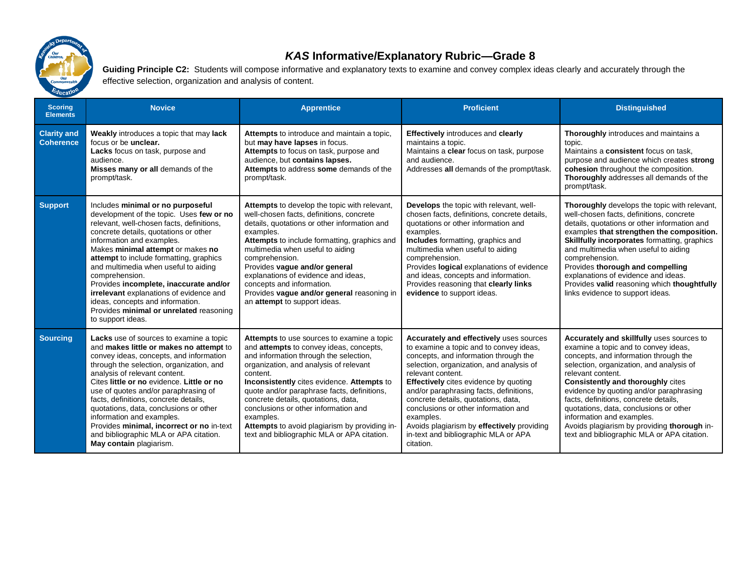# *KAS* Informative/Explanatory Rubric—Grade 8

**Guiding Principle C2:** Students will compose informative and explanatory texts to examine and convey complex ideas clearly and accurately through the effective selection, organization and analysis of content.

| Scoring Elements | Novice | Apprentice | Proficient | Distinguished |
|---|---|---|---|---|
| **Clarity and Coherence** | **Weakly** introduces a topic that may **lack** focus or be **unclear.**<br>**Lacks** focus on task, purpose and audience.<br>**Misses many or all** demands of the prompt/task. | **Attempts** to introduce and maintain a topic, but **may have lapses** in focus.<br>**Attempts** to focus on task, purpose and audience, but **contains lapses.**<br>**Attempts** to address **some** demands of the prompt/task. | **Effectively** introduces and **clearly** maintains a topic.<br>Maintains a **clear** focus on task, purpose and audience.<br>Addresses **all** demands of the prompt/task. | **Thoroughly** introduces and maintains a topic.<br>Maintains a **consistent** focus on task, purpose and audience which creates **strong cohesion** throughout the composition.<br>**Thoroughly** addresses all demands of the prompt/task. |
| **Support** | Includes **minimal or no purposeful** development of the topic. Uses **few or no** relevant, well-chosen facts, definitions, concrete details, quotations or other information and examples.<br>Makes **minimal attempt** or makes **no attempt** to include formatting, graphics and multimedia when useful to aiding comprehension.<br>Provides **incomplete, inaccurate and/or irrelevant** explanations of evidence and ideas, concepts and information.<br>Provides **minimal or unrelated** reasoning to support ideas. | **Attempts** to develop the topic with relevant, well-chosen facts, definitions, concrete details, quotations or other information and examples.<br>**Attempts** to include formatting, graphics and multimedia when useful to aiding comprehension.<br>Provides **vague and/or general** explanations of evidence and ideas, concepts and information.<br>Provides **vague and/or general** reasoning in an **attempt** to support ideas. | **Develops** the topic with relevant, well-chosen facts, definitions, concrete details, quotations or other information and examples.<br>**Includes** formatting, graphics and multimedia when useful to aiding comprehension.<br>Provides **logical** explanations of evidence and ideas, concepts and information.<br>Provides reasoning that **clearly links evidence** to support ideas. | **Thoroughly** develops the topic with relevant, well-chosen facts, definitions, concrete details, quotations or other information and examples **that strengthen the composition.**<br>**Skillfully incorporates** formatting, graphics and multimedia when useful to aiding comprehension.<br>Provides **thorough and compelling** explanations of evidence and ideas.<br>Provides **valid** reasoning which **thoughtfully** links evidence to support ideas. |
| **Sourcing** | **Lacks** use of sources to examine a topic and **makes little or makes no attempt** to convey ideas, concepts, and information through the selection, organization, and analysis of relevant content.<br>Cites **little or no** evidence. **Little or no** use of quotes and/or paraphrasing of facts, definitions, concrete details, quotations, data, conclusions or other information and examples.<br>Provides **minimal, incorrect or no** in-text and bibliographic MLA or APA citation.<br>**May contain** plagiarism. | **Attempts** to use sources to examine a topic and **attempts** to convey ideas, concepts, and information through the selection, organization, and analysis of relevant content.<br>**Inconsistently** cites evidence. **Attempts** to quote and/or paraphrase facts, definitions, concrete details, quotations, data, conclusions or other information and examples.<br>**Attempts** to avoid plagiarism by providing in-text and bibliographic MLA or APA citation. | **Accurately and effectively** uses sources to examine a topic and to convey ideas, concepts, and information through the selection, organization, and analysis of relevant content.<br>**Effectively** cites evidence by quoting and/or paraphrasing facts, definitions, concrete details, quotations, data, conclusions or other information and examples.<br>Avoids plagiarism by **effectively** providing in-text and bibliographic MLA or APA citation. | **Accurately and skillfully** uses sources to examine a topic and to convey ideas, concepts, and information through the selection, organization, and analysis of relevant content.<br>**Consistently and thoroughly** cites evidence by quoting and/or paraphrasing facts, definitions, concrete details, quotations, data, conclusions or other information and examples.<br>Avoids plagiarism by providing **thorough** in-text and bibliographic MLA or APA citation. |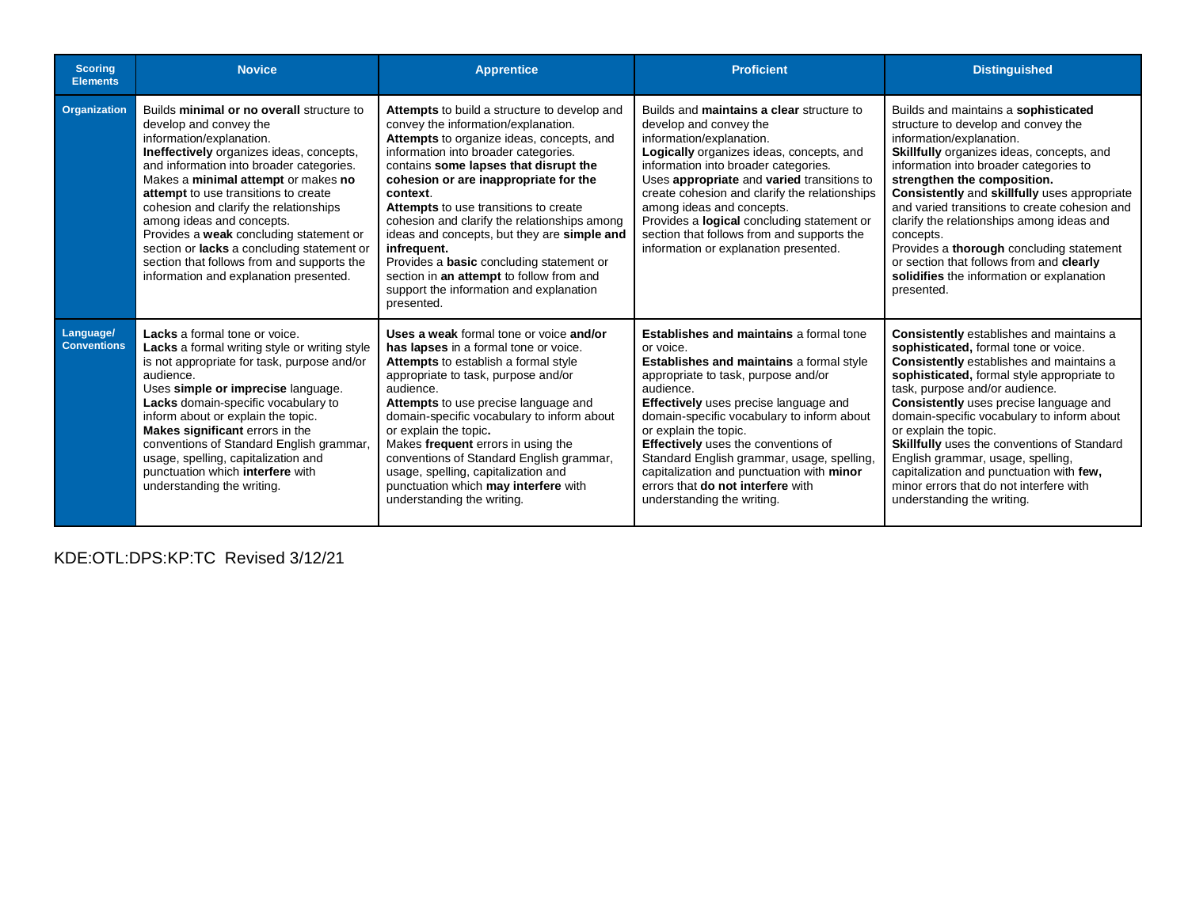| Scoring Elements | Novice | Apprentice | Proficient | Distinguished |
|---|---|---|---|---|
| **Organization** | Builds **minimal or no overall** structure to develop and convey the information/explanation. **Ineffectively** organizes ideas, concepts, and information into broader categories. Makes a **minimal attempt** or makes **no attempt** to use transitions to create cohesion and clarify the relationships among ideas and concepts. Provides a **weak** concluding statement or section or **lacks** a concluding statement or section that follows from and supports the information and explanation presented. | **Attempts** to build a structure to develop and convey the information/explanation. **Attempts** to organize ideas, concepts, and information into broader categories. contains **some lapses that disrupt the cohesion or are inappropriate for the context**. **Attempts** to use transitions to create cohesion and clarify the relationships among ideas and concepts, but they are **simple and infrequent.** Provides a **basic** concluding statement or section in **an attempt** to follow from and support the information and explanation presented. | Builds and **maintains a clear** structure to develop and convey the information/explanation. **Logically** organizes ideas, concepts, and information into broader categories. Uses **appropriate** and **varied** transitions to create cohesion and clarify the relationships among ideas and concepts. Provides a **logical** concluding statement or section that follows from and supports the information or explanation presented. | Builds and maintains a **sophisticated** structure to develop and convey the information/explanation. **Skillfully** organizes ideas, concepts, and information into broader categories to **strengthen the composition.** **Consistently** and **skillfully** uses appropriate and varied transitions to create cohesion and clarify the relationships among ideas and concepts. Provides a **thorough** concluding statement or section that follows from and **clearly solidifies** the information or explanation presented. |
| **Language/ Conventions** | **Lacks** a formal tone or voice. **Lacks** a formal writing style or writing style is not appropriate for task, purpose and/or audience. Uses **simple or imprecise** language. **Lacks** domain-specific vocabulary to inform about or explain the topic. **Makes significant** errors in the conventions of Standard English grammar, usage, spelling, capitalization and punctuation which **interfere** with understanding the writing. | **Uses a weak** formal tone or voice **and/or has lapses** in a formal tone or voice. **Attempts** to establish a formal style appropriate to task, purpose and/or audience. **Attempts** to use precise language and domain-specific vocabulary to inform about or explain the topic**.** Makes **frequent** errors in using the conventions of Standard English grammar, usage, spelling, capitalization and punctuation which **may interfere** with understanding the writing. | **Establishes and maintains** a formal tone or voice. **Establishes and maintains** a formal style appropriate to task, purpose and/or audience. **Effectively** uses precise language and domain-specific vocabulary to inform about or explain the topic. **Effectively** uses the conventions of Standard English grammar, usage, spelling, capitalization and punctuation with **minor** errors that **do not interfere** with understanding the writing. | **Consistently** establishes and maintains a **sophisticated,** formal tone or voice. **Consistently** establishes and maintains a **sophisticated,** formal style appropriate to task, purpose and/or audience. **Consistently** uses precise language and domain-specific vocabulary to inform about or explain the topic. **Skillfully** uses the conventions of Standard English grammar, usage, spelling, capitalization and punctuation with **few,** minor errors that do not interfere with understanding the writing. |

KDE:OTL:DPS:KP:TC Revised 3/12/21